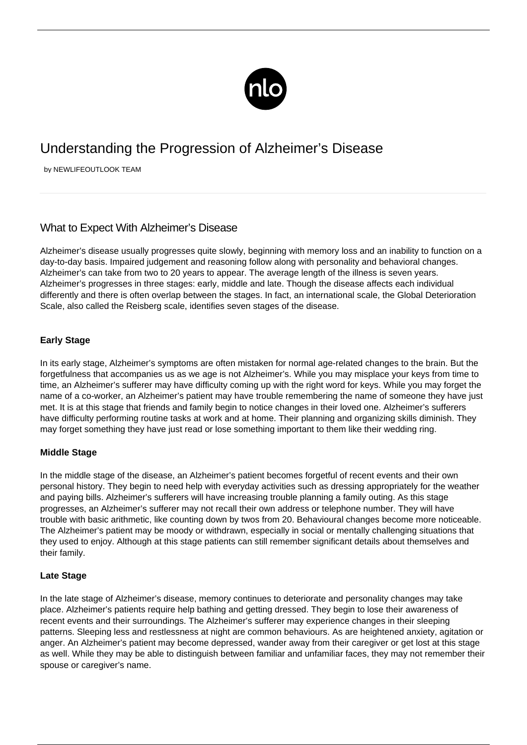# Understanding the Progression of Alzheimer's Disease

by NEWLIFEOUTLOOK TEAM

## What to Expect With Alzheimer's Disease

Alzheimer's disease usually progresses quite slowly, beginning with memory loss and an inability to function on a day-to-day basis. Impaired judgement and reasoning follow along with personality and behavioral changes. Alzheimer's can take from two to 20 years to appear. The average length of the illness is seven years. Alzheimer's progresses in three stages: early, middle and late. Though the disease affects each individual differently and there is often overlap between the stages. In fact, an international scale, the Global Deterioration Scale, also called the Reisberg scale, identifies seven stages of the disease.

### Early Stage

In its early stage, Alzheimer's symptoms are often mistaken for normal age-related changes to the brain. But the forgetfulness that accompanies us as we age is not Alzheimer's. While you may misplace your keys from time to time, an Alzheimer's sufferer may have difficulty coming up with the right word for keys. While you may forget the name of a co-worker, an Alzheimer's patient may have trouble remembering the name of someone they have just met. It is at this stage that friends and family begin to notice changes in their loved one. Alzheimer's sufferers have difficulty performing routine tasks at work and at home. Their planning and organizing skills diminish. They may forget something they have just read or lose something important to them like their wedding ring.

### Middle Stage

In the middle stage of the disease, an Alzheimer's patient becomes forgetful of recent events and their own personal history. They begin to need help with everyday activities such as dressing appropriately for the weather and paying bills. Alzheimer's sufferers will have increasing trouble planning a family outing. As this stage progresses, an Alzheimer's sufferer may not recall their own address or telephone number. They will have trouble with basic arithmetic, like counting down by twos from 20. Behavioural changes become more noticeable. The Alzheimer's patient may be moody or withdrawn, especially in social or mentally challenging situations that they used to enjoy. Although at this stage patients can still remember significant details about themselves and their family.

### Late Stage

In the late stage of Alzheimer's disease, memory continues to deteriorate and personality changes may take place. Alzheimer's patients require help bathing and getting dressed. They begin to lose their awareness of recent events and their surroundings. The Alzheimer's sufferer may experience changes in their sleeping patterns. Sleeping less and restlessness at night are common behaviours. As are heightened anxiety, agitation or anger. An Alzheimer's patient may become depressed, wander away from their caregiver or get lost at this stage as well. While they may be able to distinguish between familiar and unfamiliar faces, they may not remember their spouse or caregiver's name.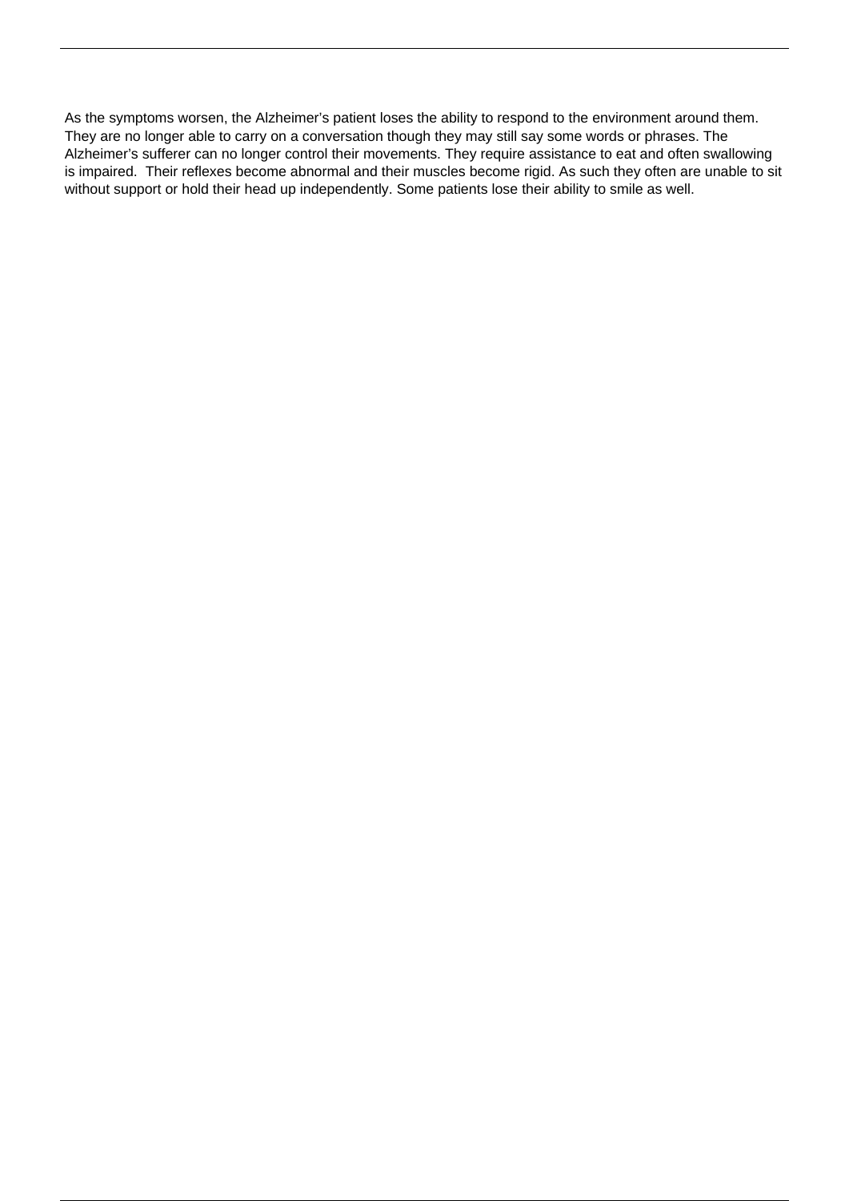As the symptoms worsen, the Alzheimer's patient loses the ability to respond to the environment around them. They are no longer able to carry on a conversation though they may still say some words or phrases. The Alzheimer's sufferer can no longer control their movements. They require assistance to eat and often swallowing is impaired. Their reflexes become abnormal and their muscles become rigid. As such they often are unable to sit without support or hold their head up independently. Some patients lose their ability to smile as well.